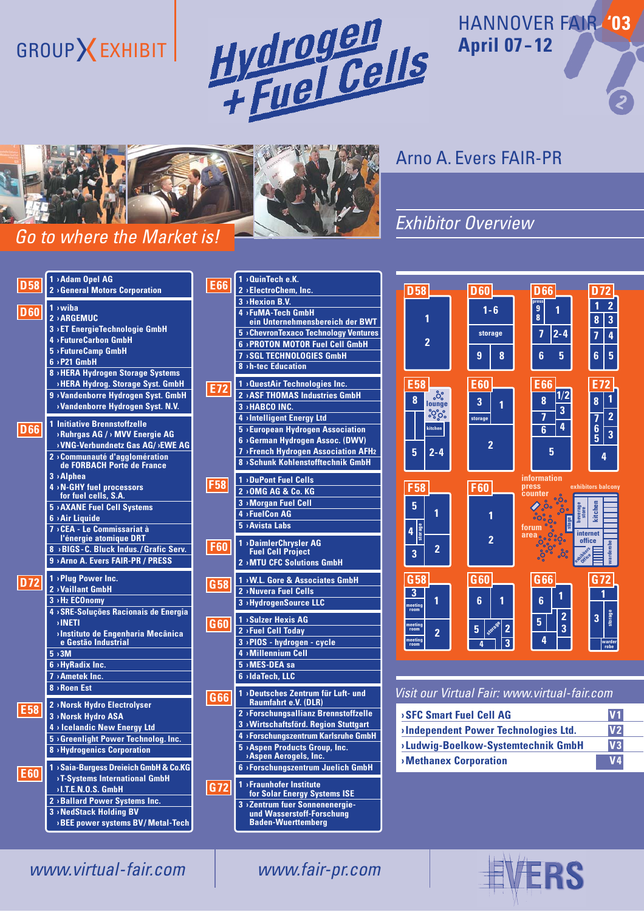GROUP EXHIBIT

# Hydrogen + Fuel Cells

HANNOVER FAIR '03
**April 07–12**

*Go to where the Market is!*

## Arno A. Evers FAIR-PR

### *Exhibitor Overview*

**D58**
1 › Adam Opel AG
2 › General Motors Corporation

**D60**
1 › wiba
2 › ARGEMUC
3 › ET EnergieTechnologie GmbH
4 › FutureCarbon GmbH
5 › FutureCamp GmbH
6 › P21 GmbH
8 › HERA Hydrogen Storage Systems › HERA Hydrog. Storage Syst. GmbH
9 › Vandenborre Hydrogen Syst. GmbH › Vandenborre Hydrogen Syst. N.V.

**D66**
1 Initiative Brennstoffzelle › Ruhrgas AG / › MVV Energie AG › VNG-Verbundnetz Gas AG / › EWE AG
2 › Communauté d'agglomération de FORBACH Porte de France
3 › Alphea
4 › N-GHY fuel processors for fuel cells, S.A.
5 › AXANE Fuel Cell Systems
6 › Air Liquide
7 › CEA - Le Commissariat à l'énergie atomique DRT
8 › BIGS - C. Bluck Indus. / Grafic Serv.
9 › Arno A. Evers FAIR-PR / PRESS

**D72**
1 › Plug Power Inc.
2 › Vaillant GmbH
3 › H2 ECOnomy
4 › SRE-Soluções Racionais de Energia › INETI › Instituto de Engenharia Mecânica e Gestão Industrial
5 › 3M
6 › HyRadix Inc.
7 › Ametek Inc.
8 › Roen Est

**E58**
2 › Norsk Hydro Electrolyser
3 › Norsk Hydro ASA
4 › Icelandic New Energy Ltd
5 › Greenlight Power Technolog. Inc.
8 › Hydrogenics Corporation

**E60**
1 › Saia-Burgess Dreieich GmbH & Co.KG › T-Systems International GmbH › I.T.E.N.O.S. GmbH
2 › Ballard Power Systems Inc.
3 › NedStack Holding BV › BEE power systems BV / Metal-Tech

**E66**
1 › QuinTech e.K.
2 › ElectroChem, Inc.
3 › Hexion B.V.
4 › FuMA-Tech GmbH ein Unternehmensbereich der BWT
5 › ChevronTexaco Technology Ventures
6 › PROTON MOTOR Fuel Cell GmbH
7 › SGL TECHNOLOGIES GmbH
8 › h-tec Education

**E72**
1 › QuestAir Technologies Inc.
2 › ASF THOMAS Industries GmbH
3 › HABCO INC.
4 › Intelligent Energy Ltd
5 › European Hydrogen Association
6 › German Hydrogen Assoc. (DWV)
7 › French Hydrogen Association AFH2
8 › Schunk Kohlenstofftechnik GmbH

**F58**
1 › DuPont Fuel Cells
2 › OMG AG & Co. KG
3 › Morgan Fuel Cell
4 › FuelCon AG
5 › Avista Labs

**F60**
1 › DaimlerChrysler AG Fuel Cell Project
2 › MTU CFC Solutions GmbH

**G58**
1 › W.L. Gore & Associates GmbH
2 › Nuvera Fuel Cells
3 › HydrogenSource LLC

**G60**
1 › Sulzer Hexis AG
2 › Fuel Cell Today
3 › PIOS - hydrogen - cycle
4 › Millennium Cell
5 › MES-DEA sa
6 › IdaTech, LLC

**G66**
1 › Deutsches Zentrum für Luft- und Raumfahrt e.V. (DLR)
2 › Forschungsallianz Brennstoffzelle
3 › Wirtschaftsförd. Region Stuttgart
4 › Forschungszentrum Karlsruhe GmbH
5 › Aspen Products Group, Inc. › Aspen Aerogels, Inc.
6 › Forschungszentrum Juelich GmbH

**G72**
1 › Fraunhofer Institute for Solar Energy Systems ISE
3 › Zentrum fuer Sonnenenergie- und Wasserstoff-Forschung Baden-Wuerttemberg

*Visit our Virtual Fair: www.virtual-fair.com*

| | |
|---|---|
| › SFC Smart Fuel Cell AG | V1 |
| › Independent Power Technologies Ltd. | V2 |
| › Ludwig-Boelkow-Systemtechnik GmbH | V3 |
| › Methanex Corporation | V4 |

*www.virtual-fair.com* *www.fair-pr.com*

EVERS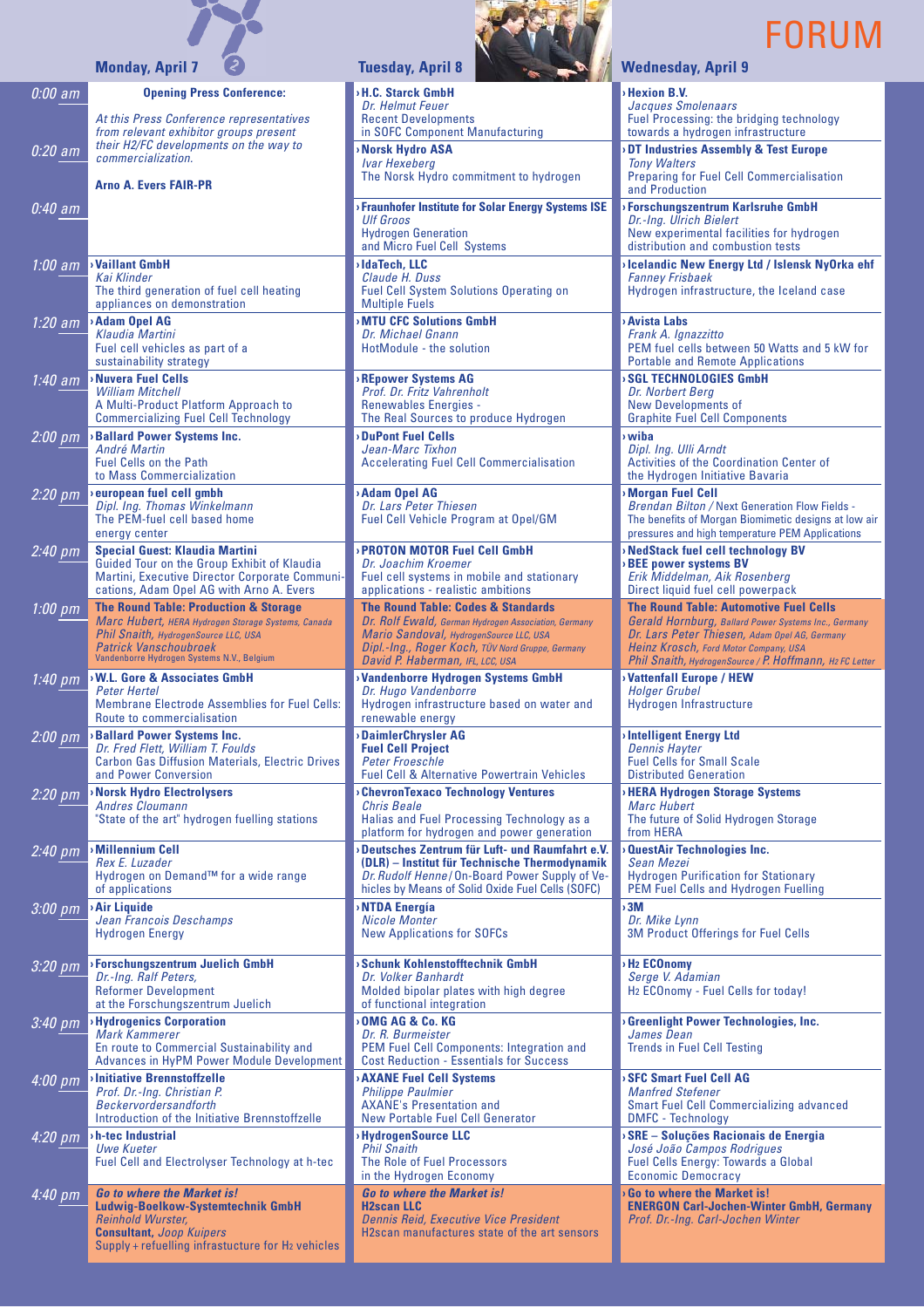# FORUM

| | Monday, April 7 | Tuesday, April 8 | Wednesday, April 9 |
|---|---|---|---|
| 0:00 am | **Opening Press Conference:** *At this Press Conference representatives from relevant exhibitor groups present their H2/FC developments on the way to commercialization.* **Arno A. Evers FAIR-PR** | › **H.C. Starck GmbH** *Dr. Helmut Feuer* Recent Developments in SOFC Component Manufacturing | › **Hexion B.V.** *Jacques Smolenaars* Fuel Processing: the bridging technology towards a hydrogen infrastructure |
| 0:20 am | | › **Norsk Hydro ASA** *Ivar Hexeberg* The Norsk Hydro commitment to hydrogen | › **DT Industries Assembly & Test Europe** *Tony Walters* Preparing for Fuel Cell Commercialisation and Production |
| 0:40 am | | › **Fraunhofer Institute for Solar Energy Systems ISE** *Ulf Groos* Hydrogen Generation and Micro Fuel Cell Systems | › **Forschungszentrum Karlsruhe GmbH** *Dr.-Ing. Ulrich Bielert* New experimental facilities for hydrogen distribution and combustion tests |
| 1:00 am | › **Vaillant GmbH** *Kai Klinder* The third generation of fuel cell heating appliances on demonstration | › **IdaTech, LLC** *Claude H. Duss* Fuel Cell System Solutions Operating on Multiple Fuels | › **Icelandic New Energy Ltd / Islensk NyOrka ehf** *Fanney Frisbaek* Hydrogen infrastructure, the Iceland case |
| 1:20 am | › **Adam Opel AG** *Klaudia Martini* Fuel cell vehicles as part of a sustainability strategy | › **MTU CFC Solutions GmbH** *Dr. Michael Gnann* HotModule - the solution | › **Avista Labs** *Frank A. Ignazzitto* PEM fuel cells between 50 Watts and 5 kW for Portable and Remote Applications |
| 1:40 am | › **Nuvera Fuel Cells** *William Mitchell* A Multi-Product Platform Approach to Commercializing Fuel Cell Technology | › **REpower Systems AG** *Prof. Dr. Fritz Vahrenholt* Renewables Energies - The Real Sources to produce Hydrogen | › **SGL TECHNOLOGIES GmbH** *Dr. Norbert Berg* New Developments of Graphite Fuel Cell Components |
| 2:00 pm | › **Ballard Power Systems Inc.** *André Martin* Fuel Cells on the Path to Mass Commercialization | › **DuPont Fuel Cells** *Jean-Marc Tixhon* Accelerating Fuel Cell Commercialisation | › **wiba** *Dipl. Ing. Ulli Arndt* Activities of the Coordination Center of the Hydrogen Initiative Bavaria |
| 2:20 pm | › **european fuel cell gmbh** *Dipl. Ing. Thomas Winkelmann* The PEM-fuel cell based home energy center | › **Adam Opel AG** *Dr. Lars Peter Thiesen* Fuel Cell Vehicle Program at Opel/GM | › **Morgan Fuel Cell** *Brendan Bilton* / Next Generation Flow Fields - The benefits of Morgan Biomimetic designs at low air pressures and high temperature PEM Applications |
| 2:40 pm | **Special Guest: Klaudia Martini** Guided Tour on the Group Exhibit of Klaudia Martini, Executive Director Corporate Communications, Adam Opel AG with Arno A. Evers | › **PROTON MOTOR Fuel Cell GmbH** *Dr. Joachim Kroemer* Fuel cell systems in mobile and stationary applications - realistic ambitions | › **NedStack fuel cell technology BV** › **BEE power systems BV** *Erik Middelman, Aik Rosenberg* Direct liquid fuel cell powerpack |
| 1:00 pm | **The Round Table: Production & Storage** *Marc Hubert, HERA Hydrogen Storage Systems, Canada* *Phil Snaith, HydrogenSource LLC, USA* *Patrick Vanschoubroek* Vandenborre Hydrogen Systems N.V., Belgium | **The Round Table: Codes & Standards** *Dr. Rolf Ewald, German Hydrogen Association, Germany* *Mario Sandoval, HydrogenSource LLC, USA* *Dipl.-Ing., Roger Koch, TÜV Nord Gruppe, Germany* *David P. Haberman, IFL, LCC, USA* | **The Round Table: Automotive Fuel Cells** *Gerald Hornburg, Ballard Power Systems Inc., Germany* *Dr. Lars Peter Thiesen, Adam Opel AG, Germany* *Heinz Krosch, Ford Motor Company, USA* *Phil Snaith, HydrogenSource / P. Hoffmann, H2 FC Letter* |
| 1:40 pm | › **W.L. Gore & Associates GmbH** *Peter Hertel* Membrane Electrode Assemblies for Fuel Cells: Route to commercialisation | › **Vandenborre Hydrogen Systems GmbH** *Dr. Hugo Vandenborre* Hydrogen infrastructure based on water and renewable energy | › **Vattenfall Europe / HEW** *Holger Grubel* Hydrogen Infrastructure |
| 2:00 pm | › **Ballard Power Systems Inc.** *Dr. Fred Flett, William T. Foulds* Carbon Gas Diffusion Materials, Electric Drives and Power Conversion | › **DaimlerChrysler AG** **Fuel Cell Project** *Peter Froeschle* Fuel Cell & Alternative Powertrain Vehicles | › **Intelligent Energy Ltd** *Dennis Hayter* Fuel Cells for Small Scale Distributed Generation |
| 2:20 pm | › **Norsk Hydro Electrolysers** *Andres Cloumann* "State of the art" hydrogen fuelling stations | › **ChevronTexaco Technology Ventures** *Chris Beale* Halias and Fuel Processing Technology as a platform for hydrogen and power generation | › **HERA Hydrogen Storage Systems** *Marc Hubert* The future of Solid Hydrogen Storage from HERA |
| 2:40 pm | › **Millennium Cell** *Rex E. Luzader* Hydrogen on Demand™ for a wide range of applications | › **Deutsches Zentrum für Luft- und Raumfahrt e.V. (DLR) – Institut für Technische Thermodynamik** *Dr. Rudolf Henne* / On-Board Power Supply of Vehicles by Means of Solid Oxide Fuel Cells (SOFC) | › **QuestAir Technologies Inc.** *Sean Mezei* Hydrogen Purification for Stationary PEM Fuel Cells and Hydrogen Fuelling |
| 3:00 pm | › **Air Liquide** *Jean Francois Deschamps* Hydrogen Energy | › **NTDA Energía** *Nicole Monter* New Applications for SOFCs | › **3M** *Dr. Mike Lynn* 3M Product Offerings for Fuel Cells |
| 3:20 pm | › **Forschungszentrum Juelich GmbH** *Dr.-Ing. Ralf Peters,* Reformer Development at the Forschungszentrum Juelich | › **Schunk Kohlenstofftechnik GmbH** *Dr. Volker Banhardt* Molded bipolar plates with high degree of functional integration | › **H2 ECOnomy** *Serge V. Adamian* H2 ECOnomy - Fuel Cells for today! |
| 3:40 pm | › **Hydrogenics Corporation** *Mark Kammerer* En route to Commercial Sustainability and Advances in HyPM Power Module Development | › **OMG AG & Co. KG** *Dr. R. Burmeister* PEM Fuel Cell Components: Integration and Cost Reduction - Essentials for Success | › **Greenlight Power Technologies, Inc.** *James Dean* Trends in Fuel Cell Testing |
| 4:00 pm | › **Initiative Brennstoffzelle** *Prof. Dr.-Ing. Christian P. Beckervordersandforth* Introduction of the Initiative Brennstoffzelle | › **AXANE Fuel Cell Systems** *Philippe Paulmier* AXANE's Presentation and New Portable Fuel Cell Generator | › **SFC Smart Fuel Cell AG** *Manfred Stefener* Smart Fuel Cell Commercializing advanced DMFC - Technology |
| 4:20 pm | › **h-tec Industrial** *Uwe Kueter* Fuel Cell and Electrolyser Technology at h-tec | › **HydrogenSource LLC** *Phil Snaith* The Role of Fuel Processors in the Hydrogen Economy | › **SRE – Soluções Racionais de Energia** *José João Campos Rodrigues* Fuel Cells Energy: Towards a Global Economic Democracy |
| 4:40 pm | ***Go to where the Market is!*** **Ludwig-Boelkow-Systemtechnik GmbH** *Reinhold Wurster,* **Consultant,** *Joop Kuipers* Supply + refuelling infrastructure for $H_2$ vehicles | ***Go to where the Market is!*** **H2scan LLC** *Dennis Reid, Executive Vice President* H2scan manufactures state of the art sensors | › **Go to where the Market is!** **ENERGON Carl-Jochen-Winter GmbH, Germany** *Prof. Dr.-Ing. Carl-Jochen Winter* |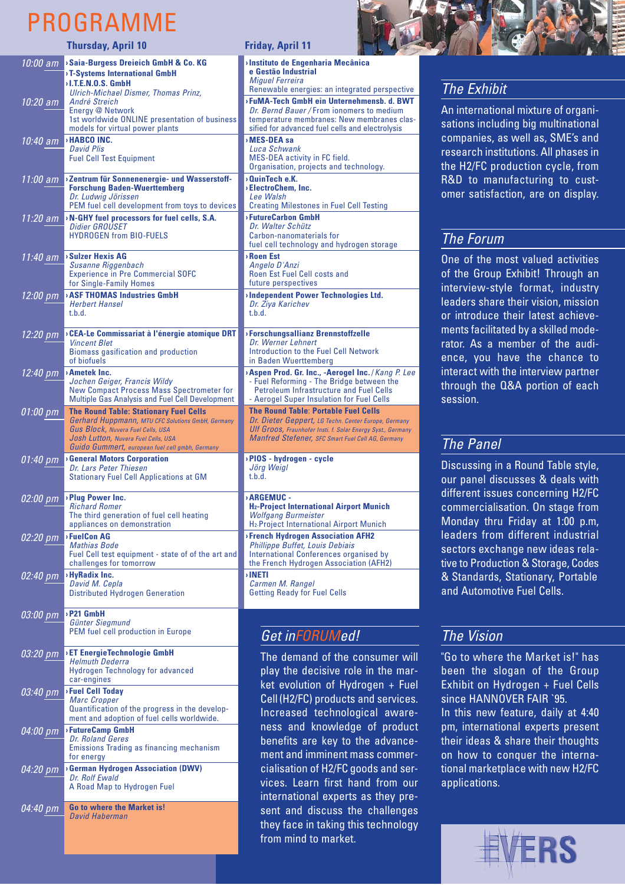# PROGRAMME

| | Thursday, April 10 | Friday, April 11 |
|---|---|---|
| 10:00 am | **›Saia-Burgess Dreieich GmbH & Co. KG** **›T-Systems International GmbH** **›I.T.E.N.O.S. GmbH** *Ulrich-Michael Dismer, Thomas Prinz, André Streich* Energy @ Network 1st worldwide ONLINE presentation of business models for virtual power plants | **›Instituto de Engenharia Mecânica e Gestão Industrial** *Miguel Ferreira* Renewable energies: an integrated perspective |
| 10:20 am | | **›FuMA-Tech GmbH ein Unternehmensb. d. BWT** *Dr. Bernd Bauer* / From ionomers to medium temperature membranes: New membranes classified for advanced fuel cells and electrolysis |
| 10:40 am | **›HABCO INC.** *David Plis* Fuel Cell Test Equipment | **›MES-DEA sa** *Luca Schwank* MES-DEA activity in FC field. Organisation, projects and technology. |
| 11:00 am | **›Zentrum für Sonnenenergie- und Wasserstoff-Forschung Baden-Wuerttemberg** *Dr. Ludwig Jörissen* PEM fuel cell development from toys to devices | **›QuinTech e.K.** **›ElectroChem, Inc.** *Lee Walsh* Creating Milestones in Fuel Cell Testing |
| 11:20 am | **›N-GHY fuel processors for fuel cells, S.A.** *Didier GROUSET* HYDROGEN from BIO-FUELS | **›FutureCarbon GmbH** *Dr. Walter Schütz* Carbon-nanomaterials for fuel cell technology and hydrogen storage |
| 11:40 am | **›Sulzer Hexis AG** *Susanne Riggenbach* Experience in Pre Commercial SOFC for Single-Family Homes | **›Roen Est** *Angelo D'Anzi* Roen Est Fuel Cell costs and future perspectives |
| 12:00 pm | **›ASF THOMAS Industries GmbH** *Herbert Hansel* t.b.d. | **›Independent Power Technologies Ltd.** *Dr. Ziya Karichev* t.b.d. |
| 12:20 pm | **›CEA-Le Commissariat à l'énergie atomique DRT** *Vincent Blet* Biomass gasification and production of biofuels | **›Forschungsallianz Brennstoffzelle** *Dr. Werner Lehnert* Introduction to the Fuel Cell Network in Baden Wuerttemberg |
| 12:40 pm | **›Ametek Inc.** *Jochen Geiger, Francis Wildy* New Compact Process Mass Spectrometer for Multiple Gas Analysis and Fuel Cell Development | **›Aspen Prod. Gr. Inc., -Aerogel Inc.** / *Kang P. Lee* - Fuel Reforming - The Bridge between the Petroleum Infrastructure and Fuel Cells - Aerogel Super Insulation for Fuel Cells |
| 01:00 pm | **The Round Table: Stationary Fuel Cells** *Gerhard Huppmann*, *MTU CFC Solutions GmbH, Germany* *Gus Block*, *Nuvera Fuel Cells, USA* *Josh Lutton*, *Nuvera Fuel Cells, USA* *Guido Gummert*, *european fuel cell gmbh, Germany* | **The Round Table: Portable Fuel Cells** *Dr. Dieter Geppert*, *LG Techn. Center Europe, Germany* *Ulf Groos*, *Fraunhofer Insti. f. Solar Energy Syst., Germany* *Manfred Stefener*, *SFC Smart Fuel Cell AG, Germany* |
| 01:40 pm | **›General Motors Corporation** *Dr. Lars Peter Thiesen* Stationary Fuel Cell Applications at GM | **›PIOS - hydrogen - cycle** *Jörg Weigl* t.b.d. |
| 02:00 pm | **›Plug Power Inc.** *Richard Romer* The third generation of fuel cell heating appliances on demonstration | **›ARGEMUC - $H_2$-Project International Airport Munich** *Wolfgang Burmeister* $H_2$-Project International Airport Munich |
| 02:20 pm | **›FuelCon AG** *Mathias Bode* Fuel Cell test equipment - state of of the art and challenges for tomorrow | **›French Hydrogen Association AFH2** *Phillippe Buffet, Louis Debiais* International Conferences organised by the French Hydrogen Association (AFH2) |
| 02:40 pm | **›HyRadix Inc.** *David M. Cepla* Distributed Hydrogen Generation | **›INETI** *Carmen M. Rangel* Getting Ready for Fuel Cells |
| 03:00 pm | **›P21 GmbH** *Günter Siegmund* PEM fuel cell production in Europe | |
| 03:20 pm | **›ET EnergieTechnologie GmbH** *Helmuth Dederra* Hydrogen Technology for advanced car-engines | |
| 03:40 pm | **›Fuel Cell Today** *Marc Cropper* Quantification of the progress in the development and adoption of fuel cells worldwide. | |
| 04:00 pm | **›FutureCamp GmbH** *Dr. Roland Geres* Emissions Trading as financing mechanism for energy | |
| 04:20 pm | **›German Hydrogen Association (DWV)** *Dr. Rolf Ewald* A Road Map to Hydrogen Fuel | |
| 04:40 pm | **Go to where the Market is!** *David Haberman* | |

## Get inFORUMed!

The demand of the consumer will play the decisive role in the market evolution of Hydrogen + Fuel Cell (H2/FC) products and services. Increased technological awareness and knowledge of product benefits are key to the advancement and imminent mass commercialisation of H2/FC goods and services. Learn first hand from our international experts as they present and discuss the challenges they face in taking this technology from mind to market.

## The Exhibit

An international mixture of organisations including big multinational companies, as well as, SME's and research institutions. All phases in the H2/FC production cycle, from R&D to manufacturing to customer satisfaction, are on display.

## The Forum

One of the most valued activities of the Group Exhibit! Through an interview-style format, industry leaders share their vision, mission or introduce their latest achievements facilitated by a skilled moderator. As a member of the audience, you have the chance to interact with the interview partner through the Q&A portion of each session.

## The Panel

Discussing in a Round Table style, our panel discusses & deals with different issues concerning H2/FC commercialisation. On stage from Monday thru Friday at 1:00 p.m, leaders from different industrial sectors exchange new ideas relative to Production & Storage, Codes & Standards, Stationary, Portable and Automotive Fuel Cells.

## The Vision

"Go to where the Market is!" has been the slogan of the Group Exhibit on Hydrogen + Fuel Cells since HANNOVER FAIR `95.
In this new feature, daily at 4:40 pm, international experts present their ideas & share their thoughts on how to conquer the international marketplace with new H2/FC applications.

EVERS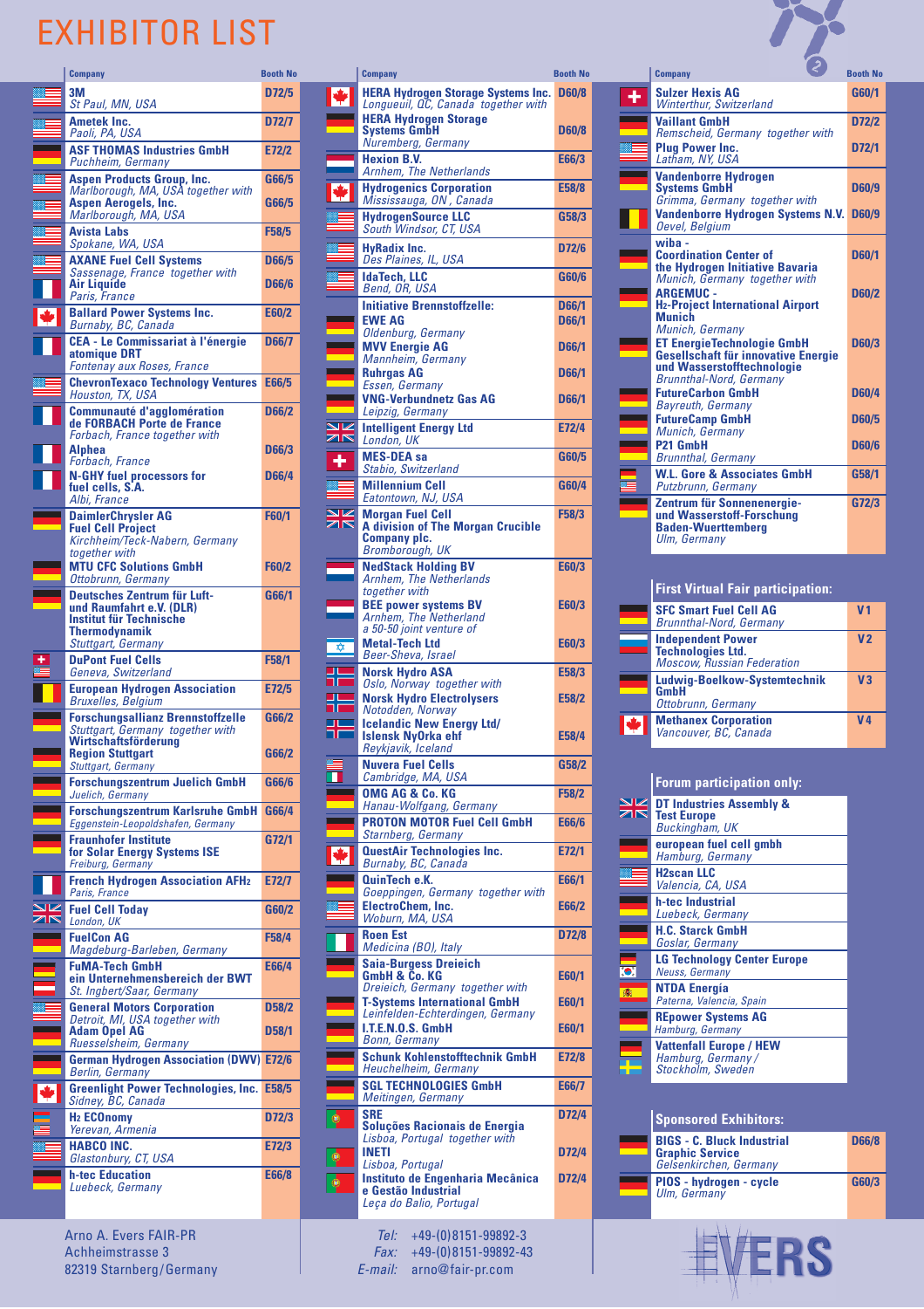# EXHIBITOR LIST

| Company | Booth No |
|---|---|
| **3M** *St Paul, MN, USA* | D72/5 |
| **Ametek Inc.** *Paoli, PA, USA* | D72/7 |
| **ASF THOMAS Industries GmbH** *Puchheim, Germany* | E72/2 |
| **Aspen Products Group, Inc.** *Marlborough, MA, USA together with* | G66/5 |
| **Aspen Aerogels, Inc.** *Marlborough, MA, USA* | G66/5 |
| **Avista Labs** *Spokane, WA, USA* | F58/5 |
| **AXANE Fuel Cell Systems** *Sassenage, France together with* | D66/5 |
| **Air Liquide** *Paris, France* | D66/6 |
| **Ballard Power Systems Inc.** *Burnaby, BC, Canada* | E60/2 |
| **CEA - Le Commissariat à l'énergie atomique DRT** *Fontenay aux Roses, France* | D66/7 |
| **ChevronTexaco Technology Ventures** *Houston, TX, USA* | E66/5 |
| **Communauté d'agglomération de FORBACH Porte de France** *Forbach, France together with* | D66/2 |
| **Alphea** *Forbach, France* | D66/3 |
| **N-GHY fuel processors for fuel cells, S.A.** *Albi, France* | D66/4 |
| **DaimlerChrysler AG Fuel Cell Project** *Kirchheim/Teck-Nabern, Germany together with* | F60/1 |
| **MTU CFC Solutions GmbH** *Ottobrunn, Germany* | F60/2 |
| **Deutsches Zentrum für Luft- und Raumfahrt e.V. (DLR) Institut für Technische Thermodynamik** *Stuttgart, Germany* | G66/1 |
| **DuPont Fuel Cells** *Geneva, Switzerland* | F58/1 |
| **European Hydrogen Association** *Bruxelles, Belgium* | E72/5 |
| **Forschungsallianz Brennstoffzelle** *Stuttgart, Germany together with* | G66/2 |
| **Wirtschaftsförderung Region Stuttgart** *Stuttgart, Germany* | G66/2 |
| **Forschungszentrum Juelich GmbH** *Juelich, Germany* | G66/6 |
| **Forschungszentrum Karlsruhe GmbH** *Eggenstein-Leopoldshafen, Germany* | G66/4 |
| **Fraunhofer Institute for Solar Energy Systems ISE** *Freiburg, Germany* | G72/1 |
| **French Hydrogen Association AFH₂** *Paris, France* | E72/7 |
| **Fuel Cell Today** *London, UK* | G60/2 |
| **FuelCon AG** *Magdeburg-Barleben, Germany* | F58/4 |
| **FuMA-Tech GmbH ein Unternehmensbereich der BWT** *St. Ingbert/Saar, Germany* | E66/4 |
| **General Motors Corporation** *Detroit, MI, USA together with* | D58/2 |
| **Adam Opel AG** *Ruesselsheim, Germany* | D58/1 |
| **German Hydrogen Association (DWV)** *Berlin, Germany* | E72/6 |
| **Greenlight Power Technologies, Inc.** *Sidney, BC, Canada* | E58/5 |
| **H₂ ECOnomy** *Yerevan, Armenia* | D72/3 |
| **HABCO INC.** *Glastonbury, CT, USA* | E72/3 |
| **h-tec Education** *Luebeck, Germany* | E66/8 |
| **HERA Hydrogen Storage Systems Inc.** *Longueuil, QC, Canada together with* | D60/8 |
| **HERA Hydrogen Storage Systems GmbH** *Nuremberg, Germany* | D60/8 |
| **Hexion B.V.** *Arnhem, The Netherlands* | E66/3 |
| **Hydrogenics Corporation** *Mississauga, ON, Canada* | E58/8 |
| **HydrogenSource LLC** *South Windsor, CT, USA* | G58/3 |
| **HyRadix Inc.** *Des Plaines, IL, USA* | D72/6 |
| **IdaTech, LLC** *Bend, OR, USA* | G60/6 |
| **Initiative Brennstoffzelle:** | D66/1 |
| **EWE AG** *Oldenburg, Germany* | D66/1 |
| **MVV Energie AG** *Mannheim, Germany* | D66/1 |
| **Ruhrgas AG** *Essen, Germany* | D66/1 |
| **VNG-Verbundnetz Gas AG** *Leipzig, Germany* | D66/1 |
| **Intelligent Energy Ltd** *London, UK* | E72/4 |
| **MES-DEA sa** *Stabio, Switzerland* | G60/5 |
| **Millennium Cell** *Eatontown, NJ, USA* | G60/4 |
| **Morgan Fuel Cell A division of The Morgan Crucible Company plc.** *Bromborough, UK* | F58/3 |
| **NedStack Holding BV** *Arnhem, The Netherlands together with* | E60/3 |
| **BEE power systems BV** *Arnhem, The Netherland a 50-50 joint venture of* | E60/3 |
| **Metal-Tech Ltd** *Beer-Sheva, Israel* | E60/3 |
| **Norsk Hydro ASA** *Oslo, Norway together with* | E58/3 |
| **Norsk Hydro Electrolysers** *Notodden, Norway* | E58/2 |
| **Icelandic New Energy Ltd/ Islensk NyOrka ehf** *Reykjavik, Iceland* | E58/4 |
| **Nuvera Fuel Cells** *Cambridge, MA, USA* | G58/2 |
| **OMG AG & Co. KG** *Hanau-Wolfgang, Germany* | F58/2 |
| **PROTON MOTOR Fuel Cell GmbH** *Starnberg, Germany* | E66/6 |
| **QuestAir Technologies Inc.** *Burnaby, BC, Canada* | E72/1 |
| **QuinTech e.K.** *Goeppingen, Germany together with* | E66/1 |
| **ElectroChem, Inc.** *Woburn, MA, USA* | E66/2 |
| **Roen Est** *Medicina (BO), Italy* | D72/8 |
| **Saia-Burgess Dreieich GmbH & Co. KG** *Dreieich, Germany together with* | E60/1 |
| **T-Systems International GmbH** *Leinfelden-Echterdingen, Germany* | E60/1 |
| **I.T.E.N.O.S. GmbH** *Bonn, Germany* | E60/1 |
| **Schunk Kohlenstofftechnik GmbH** *Heuchelheim, Germany* | E72/8 |
| **SGL TECHNOLOGIES GmbH** *Meitingen, Germany* | E66/7 |
| **SRE Soluções Racionais de Energia** *Lisboa, Portugal together with* | D72/4 |
| **INETI** *Lisboa, Portugal* | D72/4 |
| **Instituto de Engenharia Mecânica e Gestão Industrial** *Leça do Balio, Portugal* | D72/4 |
| **Sulzer Hexis AG** *Winterthur, Switzerland* | G60/1 |
| **Vaillant GmbH** *Remscheid, Germany together with* | D72/2 |
| **Plug Power Inc.** *Latham, NY, USA* | D72/1 |
| **Vandenborre Hydrogen Systems GmbH** *Grimma, Germany together with* | D60/9 |
| **Vandenborre Hydrogen Systems N.V.** *Oevel, Belgium* | D60/9 |
| **wiba - Coordination Center of the Hydrogen Initiative Bavaria** *Munich, Germany together with* | D60/1 |
| **ARGEMUC - H₂-Project International Airport Munich** *Munich, Germany* | D60/2 |
| **ET EnergieTechnologie GmbH Gesellschaft für innovative Energie und Wasserstofftechnologie** *Brunnthal-Nord, Germany* | D60/3 |
| **FutureCarbon GmbH** *Bayreuth, Germany* | D60/4 |
| **FutureCamp GmbH** *Munich, Germany* | D60/5 |
| **P21 GmbH** *Brunnthal, Germany* | D60/6 |
| **W.L. Gore & Associates GmbH** *Putzbrunn, Germany* | G58/1 |
| **Zentrum für Sonnenenergie- und Wasserstoff-Forschung Baden-Wuerttemberg** *Ulm, Germany* | G72/3 |

## First Virtual Fair participation:

| Company | Booth No |
|---|---|
| **SFC Smart Fuel Cell AG** *Brunnthal-Nord, Germany* | V1 |
| **Independent Power Technologies Ltd.** *Moscow, Russian Federation* | V2 |
| **Ludwig-Boelkow-Systemtechnik GmbH** *Ottobrunn, Germany* | V3 |
| **Methanex Corporation** *Vancouver, BC, Canada* | V4 |

## Forum participation only:

- **DT Industries Assembly & Test Europe** *Buckingham, UK*
- **european fuel cell gmbh** *Hamburg, Germany*
- **H2scan LLC** *Valencia, CA, USA*
- **h-tec Industrial** *Luebeck, Germany*
- **H.C. Starck GmbH** *Goslar, Germany*
- **LG Technology Center Europe** *Neuss, Germany*
- **NTDA Energía** *Paterna, Valencia, Spain*
- **REpower Systems AG** *Hamburg, Germany*
- **Vattenfall Europe / HEW** *Hamburg, Germany / Stockholm, Sweden*

## Sponsored Exhibitors:

| Company | Booth No |
|---|---|
| **BIGS - C. Bluck Industrial Graphic Service** *Gelsenkirchen, Germany* | D66/8 |
| **PIOS - hydrogen - cycle** *Ulm, Germany* | G60/3 |

Arno A. Evers FAIR-PR
Achheimstrasse 3
82319 Starnberg/Germany

*Tel:* +49-(0)8151-99892-3
*Fax:* +49-(0)8151-99892-43
*E-mail:* arno@fair-pr.com

EVERS